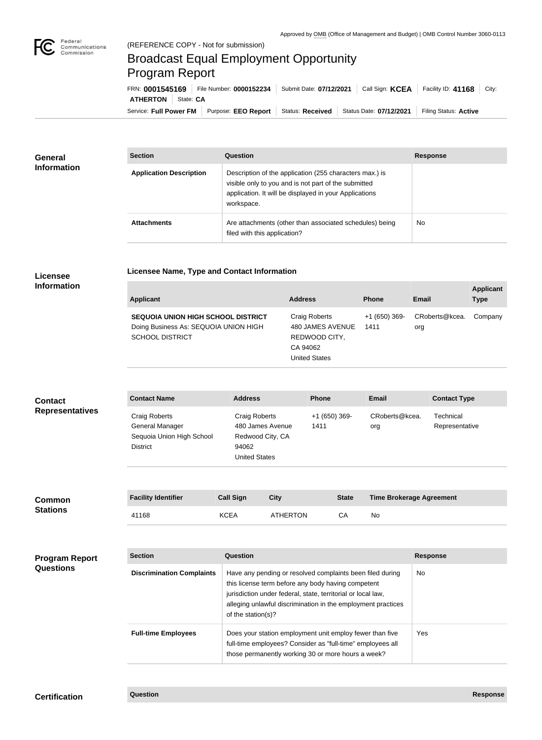Approved by OMB (Office of Management and Budget) | OMB Control Number 3060-0113

Federal Communications Commission

(REFERENCE COPY - Not for submission)

# Broadcast Equal Employment Opportunity Program Report

FRN: **0001545169** | File Number: **0000152234** | Submit Date: **07/12/2021** | Call Sign: **KCEA** | Facility ID: **41168** | City: **ATHERTON** | State: **CA**

Service: **Full Power FM** | Purpose: **EEO Report** | Status: **Received** | Status Date: **07/12/2021** | Filing Status: **Active**

## General Information

| Section | Question | Response |
|---|---|---|
| **Application Description** | Description of the application (255 characters max.) is visible only to you and is not part of the submitted application. It will be displayed in your Applications workspace. | |
| **Attachments** | Are attachments (other than associated schedules) being filed with this application? | No |

## Licensee Information

### Licensee Name, Type and Contact Information

| Applicant | Address | Phone | Email | Applicant Type |
|---|---|---|---|---|
| **SEQUOIA UNION HIGH SCHOOL DISTRICT** Doing Business As: SEQUOIA UNION HIGH SCHOOL DISTRICT | Craig Roberts 480 JAMES AVENUE REDWOOD CITY, CA 94062 United States | +1 (650) 369-1411 | CRoberts@kcea.org | Company |

## Contact Representatives

| Contact Name | Address | Phone | Email | Contact Type |
|---|---|---|---|---|
| Craig Roberts General Manager Sequoia Union High School District | Craig Roberts 480 James Avenue Redwood City, CA 94062 United States | +1 (650) 369-1411 | CRoberts@kcea.org | Technical Representative |

## Common Stations

| Facility Identifier | Call Sign | City | State | Time Brokerage Agreement |
|---|---|---|---|---|
| 41168 | KCEA | ATHERTON | CA | No |

## Program Report Questions

| Section | Question | Response |
|---|---|---|
| **Discrimination Complaints** | Have any pending or resolved complaints been filed during this license term before any body having competent jurisdiction under federal, state, territorial or local law, alleging unlawful discrimination in the employment practices of the station(s)? | No |
| **Full-time Employees** | Does your station employment unit employ fewer than five full-time employees? Consider as "full-time" employees all those permanently working 30 or more hours a week? | Yes |

## Certification

| Question | Response |
|---|---|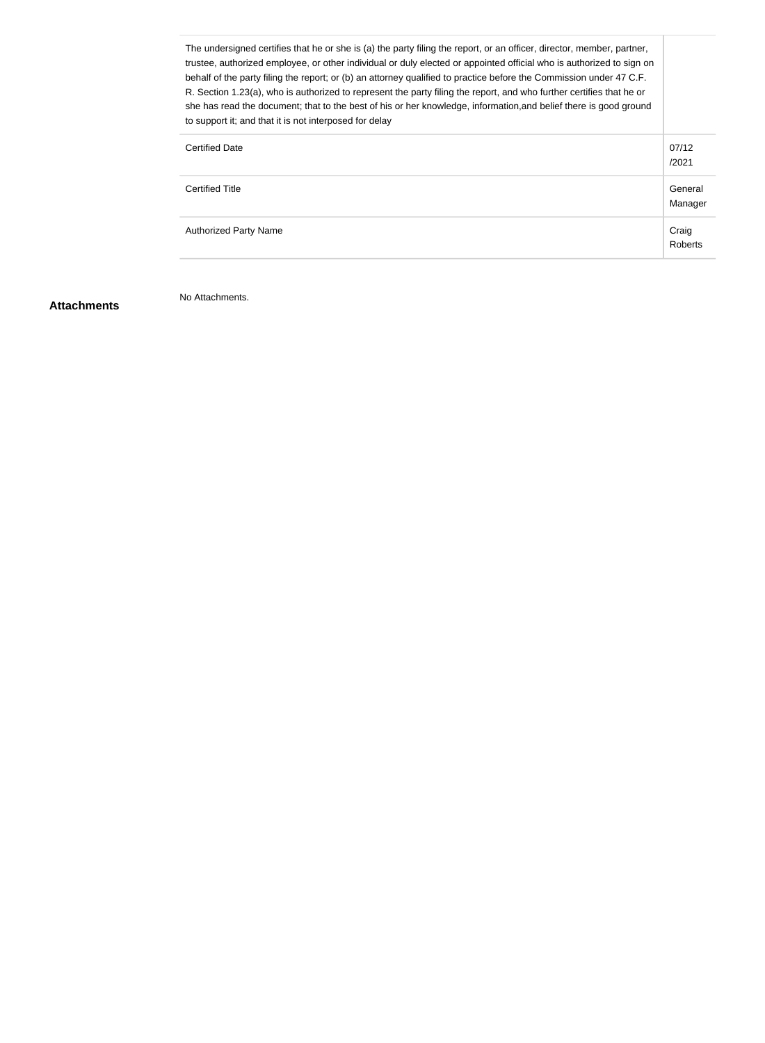| | |
|---|---|
| The undersigned certifies that he or she is (a) the party filing the report, or an officer, director, member, partner, trustee, authorized employee, or other individual or duly elected or appointed official who is authorized to sign on behalf of the party filing the report; or (b) an attorney qualified to practice before the Commission under 47 C.F. R. Section 1.23(a), who is authorized to represent the party filing the report, and who further certifies that he or she has read the document; that to the best of his or her knowledge, information,and belief there is good ground to support it; and that it is not interposed for delay | |
| Certified Date | 07/12/2021 |
| Certified Title | General Manager |
| Authorized Party Name | Craig Roberts |

**Attachments**

No Attachments.